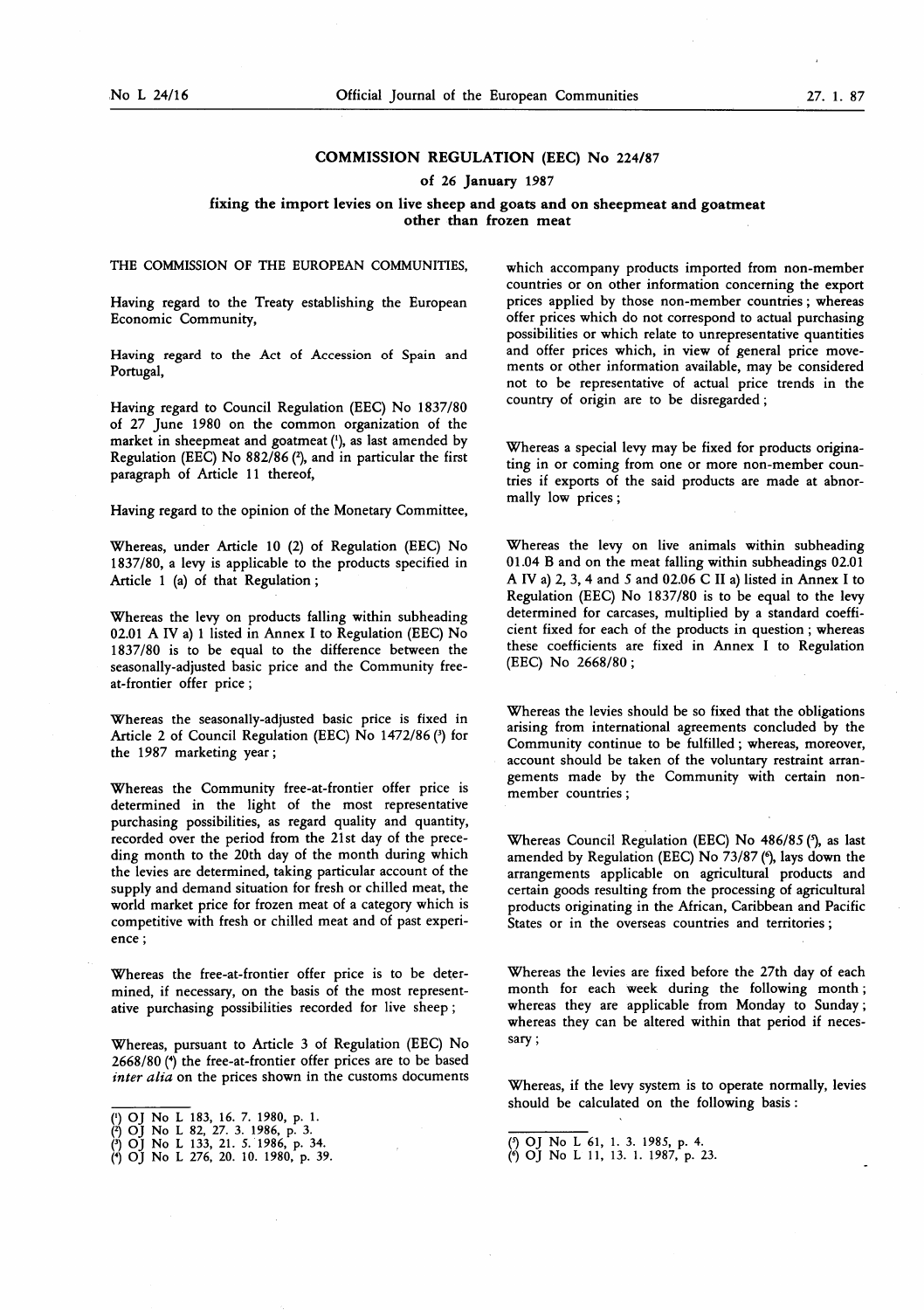# COMMISSION REGULATION (EEC) No 224/87

## of 26 January 1987

## fixing the import levies on live sheep and goats and on sheepmeat and goatmeat other than frozen meat

THE COMMISSION OF THE EUROPEAN COMMUNITIES,

Having regard to the Treaty establishing the European Economic Community,

Having regard to the Act of Accession of Spain and Portugal,

Having regard to Council Regulation (EEC) No 1837/80 of 27 June 1980 on the common organization of the market in sheepmeat and goatmeat ([1]), as last amended by Regulation (EEC) No 882/86 ([2]), and in particular the first paragraph of Article 11 thereof,

Having regard to the opinion of the Monetary Committee,

Whereas, under Article 10 (2) of Regulation (EEC) No 1837/80, a levy is applicable to the products specified in Article 1 (a) of that Regulation;

Whereas the levy on products falling within subheading 02.01 A IV a) 1 listed in Annex I to Regulation (EEC) No 1837/80 is to be equal to the difference between the seasonally-adjusted basic price and the Community free-at-frontier offer price;

Whereas the seasonally-adjusted basic price is fixed in Article 2 of Council Regulation (EEC) No 1472/86 ([3]) for the 1987 marketing year;

Whereas the Community free-at-frontier offer price is determined in the light of the most representative purchasing possibilities, as regard quality and quantity, recorded over the period from the 21st day of the preceding month to the 20th day of the month during which the levies are determined, taking particular account of the supply and demand situation for fresh or chilled meat, the world market price for frozen meat of a category which is competitive with fresh or chilled meat and of past experience;

Whereas the free-at-frontier offer price is to be determined, if necessary, on the basis of the most representative purchasing possibilities recorded for live sheep;

Whereas, pursuant to Article 3 of Regulation (EEC) No 2668/80 ([4]) the free-at-frontier offer prices are to be based *inter alia* on the prices shown in the customs documents which accompany products imported from non-member countries or on other information concerning the export prices applied by those non-member countries; whereas offer prices which do not correspond to actual purchasing possibilities or which relate to unrepresentative quantities and offer prices which, in view of general price movements or other information available, may be considered not to be representative of actual price trends in the country of origin are to be disregarded;

Whereas a special levy may be fixed for products originating in or coming from one or more non-member countries if exports of the said products are made at abnormally low prices;

Whereas the levy on live animals within subheading 01.04 B and on the meat falling within subheadings 02.01 A IV a) 2, 3, 4 and 5 and 02.06 C II a) listed in Annex I to Regulation (EEC) No 1837/80 is to be equal to the levy determined for carcases, multiplied by a standard coefficient fixed for each of the products in question; whereas these coefficients are fixed in Annex I to Regulation (EEC) No 2668/80;

Whereas the levies should be so fixed that the obligations arising from international agreements concluded by the Community continue to be fulfilled; whereas, moreover, account should be taken of the voluntary restraint arrangements made by the Community with certain non-member countries;

Whereas Council Regulation (EEC) No 486/85 ([5]), as last amended by Regulation (EEC) No 73/87 ([6]), lays down the arrangements applicable on agricultural products and certain goods resulting from the processing of agricultural products originating in the African, Caribbean and Pacific States or in the overseas countries and territories;

Whereas the levies are fixed before the 27th day of each month for each week during the following month; whereas they are applicable from Monday to Sunday; whereas they can be altered within that period if necessary;

Whereas, if the levy system is to operate normally, levies should be calculated on the following basis:

---

([1]) OJ No L 183, 16. 7. 1980, p. 1.
([2]) OJ No L 82, 27. 3. 1986, p. 3.
([3]) OJ No L 133, 21. 5. 1986, p. 34.
([4]) OJ No L 276, 20. 10. 1980, p. 39.
([5]) OJ No L 61, 1. 3. 1985, p. 4.
([6]) OJ No L 11, 13. 1. 1987, p. 23.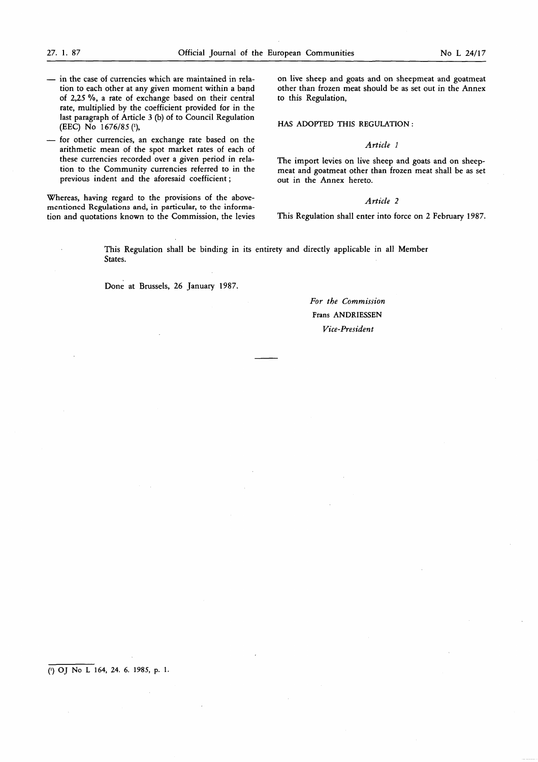— in the case of currencies which are maintained in relation to each other at any given moment within a band of 2,25 %, a rate of exchange based on their central rate, multiplied by the coefficient provided for in the last paragraph of Article 3 (b) of to Council Regulation (EEC) No 1676/85 [1],

— for other currencies, an exchange rate based on the arithmetic mean of the spot market rates of each of these currencies recorded over a given period in relation to the Community currencies referred to in the previous indent and the aforesaid coefficient;

Whereas, having regard to the provisions of the abovementioned Regulations and, in particular, to the information and quotations known to the Commission, the levies on live sheep and goats and on sheepmeat and goatmeat other than frozen meat should be as set out in the Annex to this Regulation,

HAS ADOPTED THIS REGULATION:

*Article 1*

The import levies on live sheep and goats and on sheepmeat and goatmeat other than frozen meat shall be as set out in the Annex hereto.

*Article 2*

This Regulation shall enter into force on 2 February 1987.

This Regulation shall be binding in its entirety and directly applicable in all Member States.

Done at Brussels, 26 January 1987.

*For the Commission*

Frans ANDRIESSEN

*Vice-President*

---

[1] OJ No L 164, 24. 6. 1985, p. 1.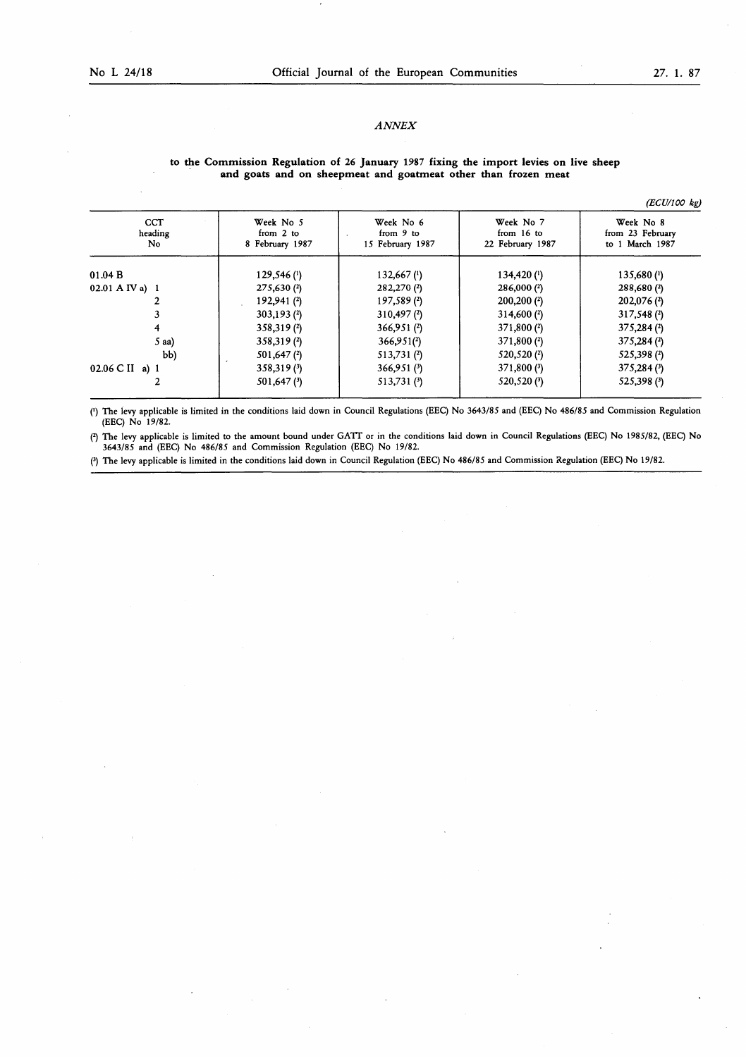*ANNEX*

**to the Commission Regulation of 26 January 1987 fixing the import levies on live sheep and goats and on sheepmeat and goatmeat other than frozen meat**

*(ECU/100 kg)*

| CCT heading No | Week No 5 from 2 to 8 February 1987 | Week No 6 from 9 to 15 February 1987 | Week No 7 from 16 to 22 February 1987 | Week No 8 from 23 February to 1 March 1987 |
|---|---|---|---|---|
| 01.04 B | 129,546 (1) | 132,667 (1) | 134,420 (1) | 135,680 (1) |
| 02.01 A IV a) 1 | 275,630 (2) | 282,270 (2) | 286,000 (2) | 288,680 (2) |
| 2 | 192,941 (2) | 197,589 (2) | 200,200 (2) | 202,076 (2) |
| 3 | 303,193 (2) | 310,497 (2) | 314,600 (2) | 317,548 (2) |
| 4 | 358,319 (2) | 366,951 (2) | 371,800 (2) | 375,284 (2) |
| 5 aa) | 358,319 (2) | 366,951(2) | 371,800 (2) | 375,284 (2) |
| bb) | 501,647 (2) | 513,731 (2) | 520,520 (2) | 525,398 (2) |
| 02.06 C II a) 1 | 358,319 (3) | 366,951 (3) | 371,800 (3) | 375,284 (3) |
| 2 | 501,647 (3) | 513,731 (3) | 520,520 (3) | 525,398 (3) |

(1) The levy applicable is limited in the conditions laid down in Council Regulations (EEC) No 3643/85 and (EEC) No 486/85 and Commission Regulation (EEC) No 19/82.

(2) The levy applicable is limited to the amount bound under GATT or in the conditions laid down in Council Regulations (EEC) No 1985/82, (EEC) No 3643/85 and (EEC) No 486/85 and Commission Regulation (EEC) No 19/82.

(3) The levy applicable is limited in the conditions laid down in Council Regulation (EEC) No 486/85 and Commission Regulation (EEC) No 19/82.